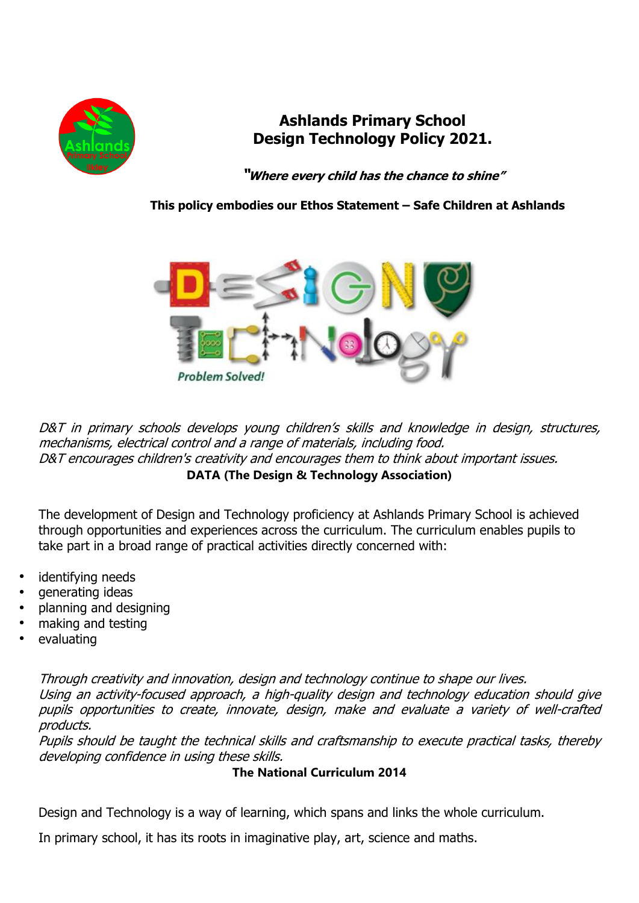# Ashlands Primary School
# Design Technology Policy 2021.

***"Where every child has the chance to shine"***

**This policy embodies our Ethos Statement – Safe Children at Ashlands**

*D&T in primary schools develops young children's skills and knowledge in design, structures, mechanisms, electrical control and a range of materials, including food.*
*D&T encourages children's creativity and encourages them to think about important issues.*
**DATA (The Design & Technology Association)**

The development of Design and Technology proficiency at Ashlands Primary School is achieved through opportunities and experiences across the curriculum. The curriculum enables pupils to take part in a broad range of practical activities directly concerned with:

- identifying needs
- generating ideas
- planning and designing
- making and testing
- evaluating

*Through creativity and innovation, design and technology continue to shape our lives.*
*Using an activity-focused approach, a high-quality design and technology education should give pupils opportunities to create, innovate, design, make and evaluate a variety of well-crafted products.*
*Pupils should be taught the technical skills and craftsmanship to execute practical tasks, thereby developing confidence in using these skills.*
**The National Curriculum 2014**

Design and Technology is a way of learning, which spans and links the whole curriculum.

In primary school, it has its roots in imaginative play, art, science and maths.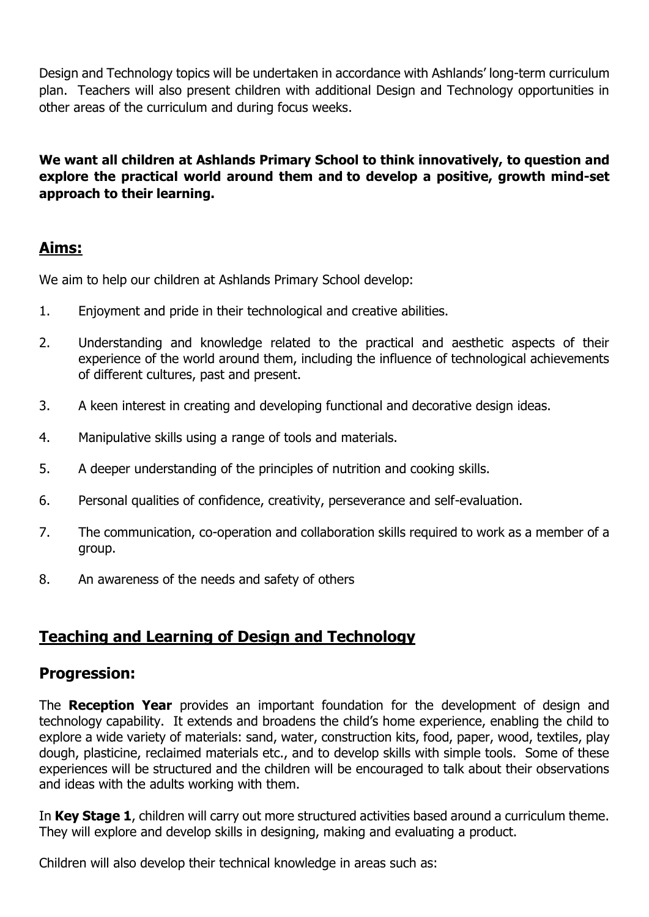Design and Technology topics will be undertaken in accordance with Ashlands' long-term curriculum plan. Teachers will also present children with additional Design and Technology opportunities in other areas of the curriculum and during focus weeks.

**We want all children at Ashlands Primary School to think innovatively, to question and explore the practical world around them and to develop a positive, growth mind-set approach to their learning.**

## Aims:

We aim to help our children at Ashlands Primary School develop:

1. Enjoyment and pride in their technological and creative abilities.
2. Understanding and knowledge related to the practical and aesthetic aspects of their experience of the world around them, including the influence of technological achievements of different cultures, past and present.
3. A keen interest in creating and developing functional and decorative design ideas.
4. Manipulative skills using a range of tools and materials.
5. A deeper understanding of the principles of nutrition and cooking skills.
6. Personal qualities of confidence, creativity, perseverance and self-evaluation.
7. The communication, co-operation and collaboration skills required to work as a member of a group.
8. An awareness of the needs and safety of others

## Teaching and Learning of Design and Technology

### Progression:

The **Reception Year** provides an important foundation for the development of design and technology capability. It extends and broadens the child's home experience, enabling the child to explore a wide variety of materials: sand, water, construction kits, food, paper, wood, textiles, play dough, plasticine, reclaimed materials etc., and to develop skills with simple tools. Some of these experiences will be structured and the children will be encouraged to talk about their observations and ideas with the adults working with them.

In **Key Stage 1**, children will carry out more structured activities based around a curriculum theme. They will explore and develop skills in designing, making and evaluating a product.

Children will also develop their technical knowledge in areas such as: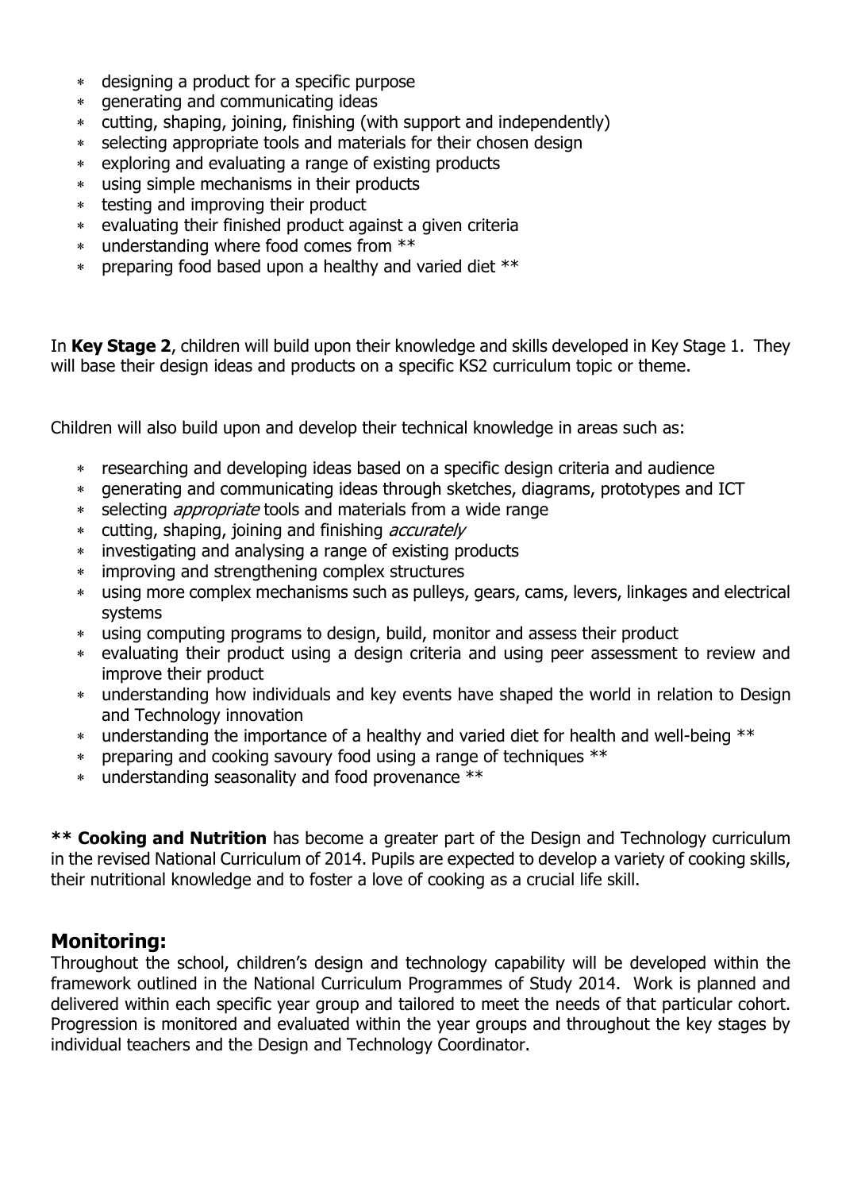- designing a product for a specific purpose
- generating and communicating ideas
- cutting, shaping, joining, finishing (with support and independently)
- selecting appropriate tools and materials for their chosen design
- exploring and evaluating a range of existing products
- using simple mechanisms in their products
- testing and improving their product
- evaluating their finished product against a given criteria
- understanding where food comes from **
- preparing food based upon a healthy and varied diet **

In **Key Stage 2**, children will build upon their knowledge and skills developed in Key Stage 1. They will base their design ideas and products on a specific KS2 curriculum topic or theme.

Children will also build upon and develop their technical knowledge in areas such as:

- researching and developing ideas based on a specific design criteria and audience
- generating and communicating ideas through sketches, diagrams, prototypes and ICT
- selecting *appropriate* tools and materials from a wide range
- cutting, shaping, joining and finishing *accurately*
- investigating and analysing a range of existing products
- improving and strengthening complex structures
- using more complex mechanisms such as pulleys, gears, cams, levers, linkages and electrical systems
- using computing programs to design, build, monitor and assess their product
- evaluating their product using a design criteria and using peer assessment to review and improve their product
- understanding how individuals and key events have shaped the world in relation to Design and Technology innovation
- understanding the importance of a healthy and varied diet for health and well-being **
- preparing and cooking savoury food using a range of techniques **
- understanding seasonality and food provenance **

**** Cooking and Nutrition** has become a greater part of the Design and Technology curriculum in the revised National Curriculum of 2014. Pupils are expected to develop a variety of cooking skills, their nutritional knowledge and to foster a love of cooking as a crucial life skill.

## Monitoring:

Throughout the school, children's design and technology capability will be developed within the framework outlined in the National Curriculum Programmes of Study 2014. Work is planned and delivered within each specific year group and tailored to meet the needs of that particular cohort. Progression is monitored and evaluated within the year groups and throughout the key stages by individual teachers and the Design and Technology Coordinator.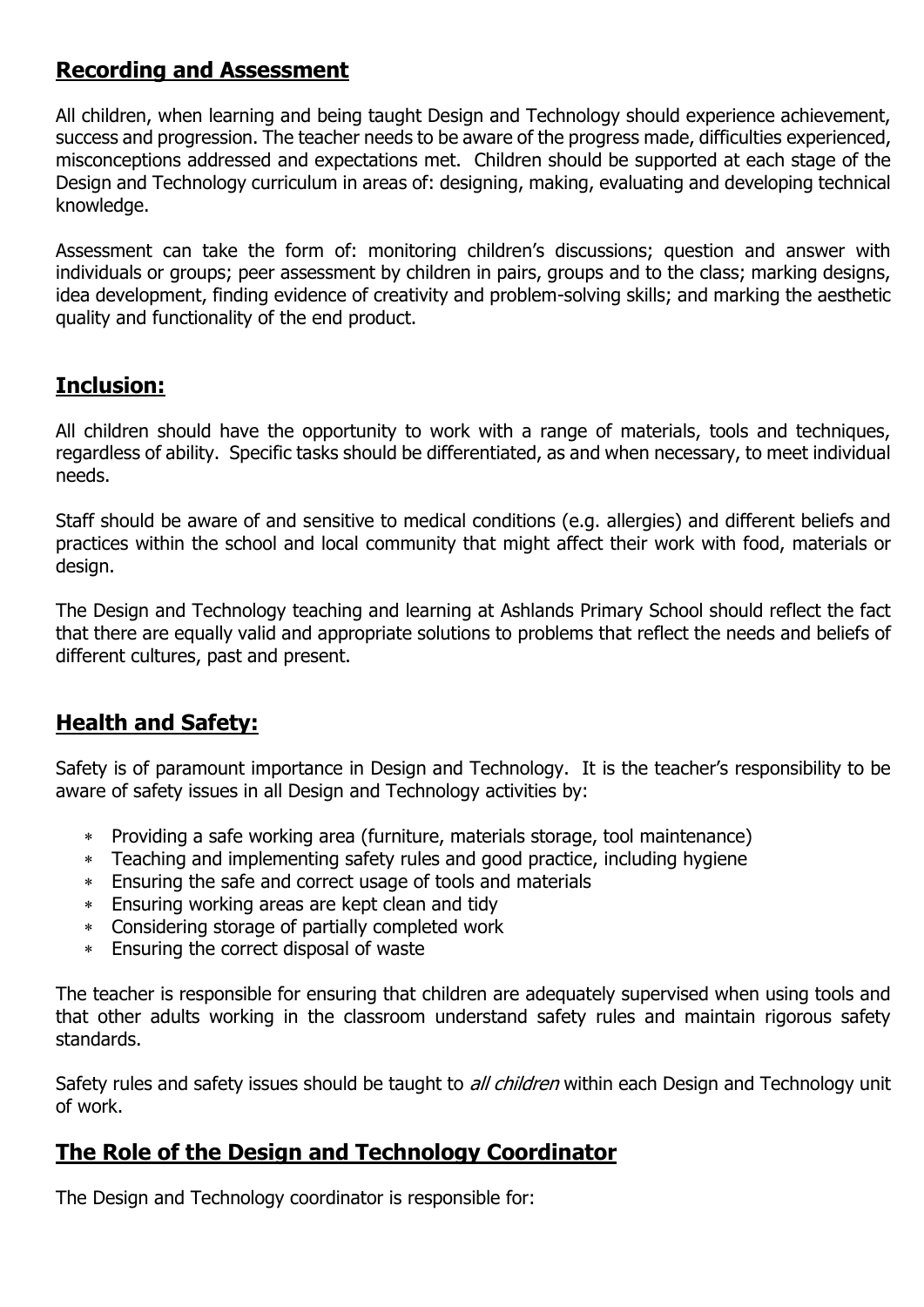## Recording and Assessment

All children, when learning and being taught Design and Technology should experience achievement, success and progression. The teacher needs to be aware of the progress made, difficulties experienced, misconceptions addressed and expectations met. Children should be supported at each stage of the Design and Technology curriculum in areas of: designing, making, evaluating and developing technical knowledge.

Assessment can take the form of: monitoring children's discussions; question and answer with individuals or groups; peer assessment by children in pairs, groups and to the class; marking designs, idea development, finding evidence of creativity and problem-solving skills; and marking the aesthetic quality and functionality of the end product.

## Inclusion:

All children should have the opportunity to work with a range of materials, tools and techniques, regardless of ability. Specific tasks should be differentiated, as and when necessary, to meet individual needs.

Staff should be aware of and sensitive to medical conditions (e.g. allergies) and different beliefs and practices within the school and local community that might affect their work with food, materials or design.

The Design and Technology teaching and learning at Ashlands Primary School should reflect the fact that there are equally valid and appropriate solutions to problems that reflect the needs and beliefs of different cultures, past and present.

## Health and Safety:

Safety is of paramount importance in Design and Technology. It is the teacher's responsibility to be aware of safety issues in all Design and Technology activities by:

- Providing a safe working area (furniture, materials storage, tool maintenance)
- Teaching and implementing safety rules and good practice, including hygiene
- Ensuring the safe and correct usage of tools and materials
- Ensuring working areas are kept clean and tidy
- Considering storage of partially completed work
- Ensuring the correct disposal of waste

The teacher is responsible for ensuring that children are adequately supervised when using tools and that other adults working in the classroom understand safety rules and maintain rigorous safety standards.

Safety rules and safety issues should be taught to *all children* within each Design and Technology unit of work.

## The Role of the Design and Technology Coordinator

The Design and Technology coordinator is responsible for: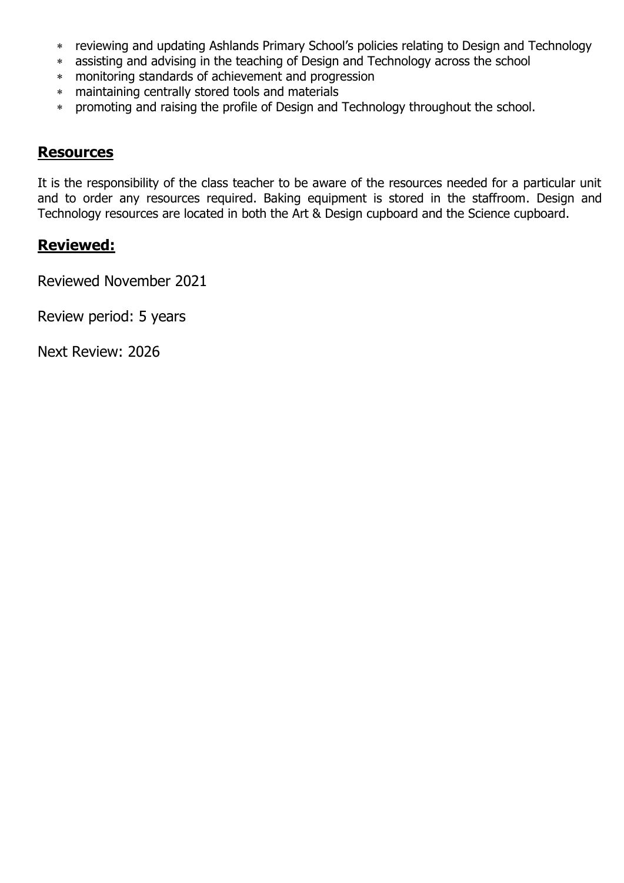* reviewing and updating Ashlands Primary School's policies relating to Design and Technology
* assisting and advising in the teaching of Design and Technology across the school
* monitoring standards of achievement and progression
* maintaining centrally stored tools and materials
* promoting and raising the profile of Design and Technology throughout the school.

## Resources

It is the responsibility of the class teacher to be aware of the resources needed for a particular unit and to order any resources required. Baking equipment is stored in the staffroom. Design and Technology resources are located in both the Art & Design cupboard and the Science cupboard.

## Reviewed:

Reviewed November 2021

Review period: 5 years

Next Review: 2026